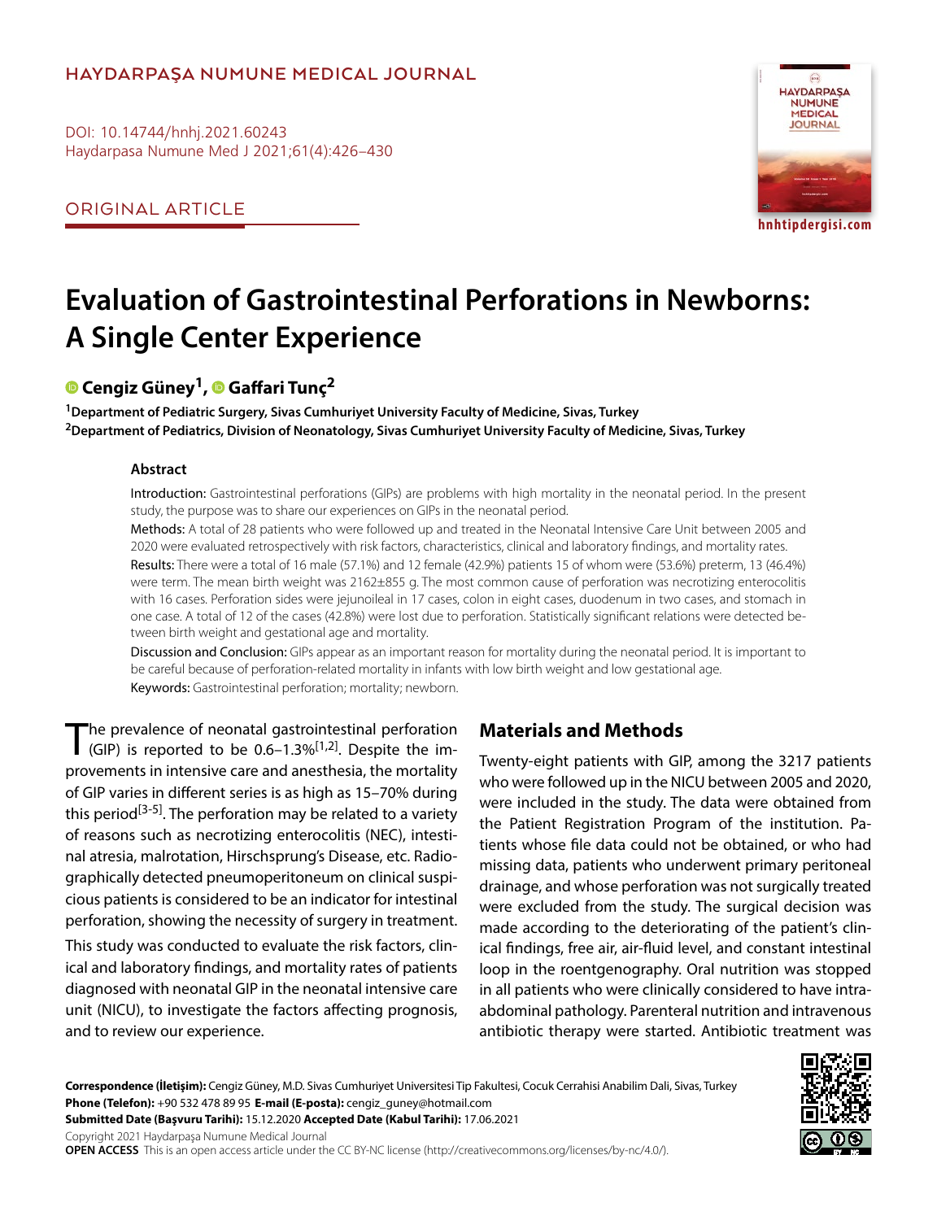HAYDARPAŞA NUMUNE MEDICAL JOURNAL

DOI: 10.14744/hnhj.2021.60243
Haydarpasa Numune Med J 2021;61(4):426–430

ORIGINAL ARTICLE

# Evaluation of Gastrointestinal Perforations in Newborns: A Single Center Experience

**Cengiz Güney[1], Gaffari Tunç[2]**

[1]Department of Pediatric Surgery, Sivas Cumhuriyet University Faculty of Medicine, Sivas, Turkey
[2]Department of Pediatrics, Division of Neonatology, Sivas Cumhuriyet University Faculty of Medicine, Sivas, Turkey

### Abstract

Introduction: Gastrointestinal perforations (GIPs) are problems with high mortality in the neonatal period. In the present study, the purpose was to share our experiences on GIPs in the neonatal period.

Methods: A total of 28 patients who were followed up and treated in the Neonatal Intensive Care Unit between 2005 and 2020 were evaluated retrospectively with risk factors, characteristics, clinical and laboratory findings, and mortality rates.

Results: There were a total of 16 male (57.1%) and 12 female (42.9%) patients 15 of whom were (53.6%) preterm, 13 (46.4%) were term. The mean birth weight was 2162±855 g. The most common cause of perforation was necrotizing enterocolitis with 16 cases. Perforation sides were jejunoileal in 17 cases, colon in eight cases, duodenum in two cases, and stomach in one case. A total of 12 of the cases (42.8%) were lost due to perforation. Statistically significant relations were detected between birth weight and gestational age and mortality.

Discussion and Conclusion: GIPs appear as an important reason for mortality during the neonatal period. It is important to be careful because of perforation-related mortality in infants with low birth weight and low gestational age.

Keywords: Gastrointestinal perforation; mortality; newborn.

The prevalence of neonatal gastrointestinal perforation (GIP) is reported to be 0.6–1.3%[1,2]. Despite the improvements in intensive care and anesthesia, the mortality of GIP varies in different series is as high as 15–70% during this period[3-5]. The perforation may be related to a variety of reasons such as necrotizing enterocolitis (NEC), intestinal atresia, malrotation, Hirschsprung's Disease, etc. Radiographically detected pneumoperitoneum on clinical suspicious patients is considered to be an indicator for intestinal perforation, showing the necessity of surgery in treatment.

This study was conducted to evaluate the risk factors, clinical and laboratory findings, and mortality rates of patients diagnosed with neonatal GIP in the neonatal intensive care unit (NICU), to investigate the factors affecting prognosis, and to review our experience.

## Materials and Methods

Twenty-eight patients with GIP, among the 3217 patients who were followed up in the NICU between 2005 and 2020, were included in the study. The data were obtained from the Patient Registration Program of the institution. Patients whose file data could not be obtained, or who had missing data, patients who underwent primary peritoneal drainage, and whose perforation was not surgically treated were excluded from the study. The surgical decision was made according to the deteriorating of the patient's clinical findings, free air, air-fluid level, and constant intestinal loop in the roentgenography. Oral nutrition was stopped in all patients who were clinically considered to have intra-abdominal pathology. Parenteral nutrition and intravenous antibiotic therapy were started. Antibiotic treatment was

**Correspondence (İletişim):** Cengiz Güney, M.D. Sivas Cumhuriyet Universitesi Tip Fakultesi, Cocuk Cerrahisi Anabilim Dali, Sivas, Turkey
**Phone (Telefon):** +90 532 478 89 95 **E-mail (E-posta):** cengiz_guney@hotmail.com
**Submitted Date (Başvuru Tarihi):** 15.12.2020 **Accepted Date (Kabul Tarihi):** 17.06.2021
Copyright 2021 Haydarpaşa Numune Medical Journal
**OPEN ACCESS** This is an open access article under the CC BY-NC license (http://creativecommons.org/licenses/by-nc/4.0/).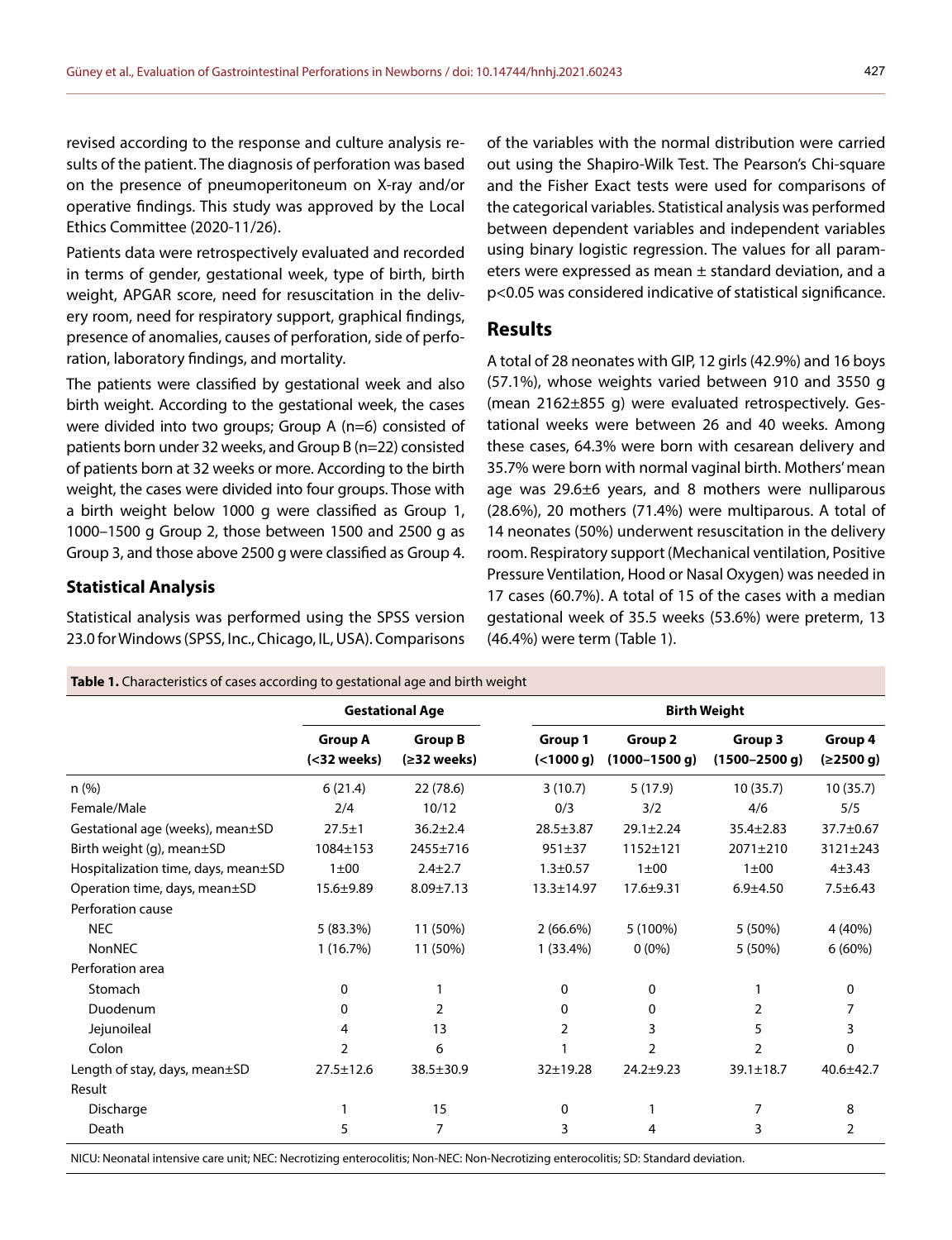revised according to the response and culture analysis results of the patient. The diagnosis of perforation was based on the presence of pneumoperitoneum on X-ray and/or operative findings. This study was approved by the Local Ethics Committee (2020-11/26).

Patients data were retrospectively evaluated and recorded in terms of gender, gestational week, type of birth, birth weight, APGAR score, need for resuscitation in the delivery room, need for respiratory support, graphical findings, presence of anomalies, causes of perforation, side of perforation, laboratory findings, and mortality.

The patients were classified by gestational week and also birth weight. According to the gestational week, the cases were divided into two groups; Group A (n=6) consisted of patients born under 32 weeks, and Group B (n=22) consisted of patients born at 32 weeks or more. According to the birth weight, the cases were divided into four groups. Those with a birth weight below 1000 g were classified as Group 1, 1000–1500 g Group 2, those between 1500 and 2500 g as Group 3, and those above 2500 g were classified as Group 4.

### Statistical Analysis

Statistical analysis was performed using the SPSS version 23.0 for Windows (SPSS, Inc., Chicago, IL, USA). Comparisons of the variables with the normal distribution were carried out using the Shapiro-Wilk Test. The Pearson's Chi-square and the Fisher Exact tests were used for comparisons of the categorical variables. Statistical analysis was performed between dependent variables and independent variables using binary logistic regression. The values for all parameters were expressed as mean ± standard deviation, and a $p<0.05$ was considered indicative of statistical significance.

## Results

A total of 28 neonates with GIP, 12 girls (42.9%) and 16 boys (57.1%), whose weights varied between 910 and 3550 g (mean 2162±855 g) were evaluated retrospectively. Gestational weeks were between 26 and 40 weeks. Among these cases, 64.3% were born with cesarean delivery and 35.7% were born with normal vaginal birth. Mothers' mean age was 29.6±6 years, and 8 mothers were nulliparous (28.6%), 20 mothers (71.4%) were multiparous. A total of 14 neonates (50%) underwent resuscitation in the delivery room. Respiratory support (Mechanical ventilation, Positive Pressure Ventilation, Hood or Nasal Oxygen) was needed in 17 cases (60.7%). A total of 15 of the cases with a median gestational week of 35.5 weeks (53.6%) were preterm, 13 (46.4%) were term (Table 1).

**Table 1.** Characteristics of cases according to gestational age and birth weight

| | Gestational Age | | Birth Weight | | | |
|---|---|---|---|---|---|---|
| | Group A (<32 weeks) | Group B (≥32 weeks) | Group 1 (<1000 g) | Group 2 (1000–1500 g) | Group 3 (1500–2500 g) | Group 4 (≥2500 g) |
| n (%) | 6 (21.4) | 22 (78.6) | 3 (10.7) | 5 (17.9) | 10 (35.7) | 10 (35.7) |
| Female/Male | 2/4 | 10/12 | 0/3 | 3/2 | 4/6 | 5/5 |
| Gestational age (weeks), mean±SD | 27.5±1 | 36.2±2.4 | 28.5±3.87 | 29.1±2.24 | 35.4±2.83 | 37.7±0.67 |
| Birth weight (g), mean±SD | 1084±153 | 2455±716 | 951±37 | 1152±121 | 2071±210 | 3121±243 |
| Hospitalization time, days, mean±SD | 1±00 | 2.4±2.7 | 1.3±0.57 | 1±00 | 1±00 | 4±3.43 |
| Operation time, days, mean±SD | 15.6±9.89 | 8.09±7.13 | 13.3±14.97 | 17.6±9.31 | 6.9±4.50 | 7.5±6.43 |
| Perforation cause | | | | | | |
| NEC | 5 (83.3%) | 11 (50%) | 2 (66.6%) | 5 (100%) | 5 (50%) | 4 (40%) |
| NonNEC | 1 (16.7%) | 11 (50%) | 1 (33.4%) | 0 (0%) | 5 (50%) | 6 (60%) |
| Perforation area | | | | | | |
| Stomach | 0 | 1 | 0 | 0 | 1 | 0 |
| Duodenum | 0 | 2 | 0 | 0 | 2 | 7 |
| Jejunoileal | 4 | 13 | 2 | 3 | 5 | 3 |
| Colon | 2 | 6 | 1 | 2 | 2 | 0 |
| Length of stay, days, mean±SD | 27.5±12.6 | 38.5±30.9 | 32±19.28 | 24.2±9.23 | 39.1±18.7 | 40.6±42.7 |
| Result | | | | | | |
| Discharge | 1 | 15 | 0 | 1 | 7 | 8 |
| Death | 5 | 7 | 3 | 4 | 3 | 2 |

NICU: Neonatal intensive care unit; NEC: Necrotizing enterocolitis; Non-NEC: Non-Necrotizing enterocolitis; SD: Standard deviation.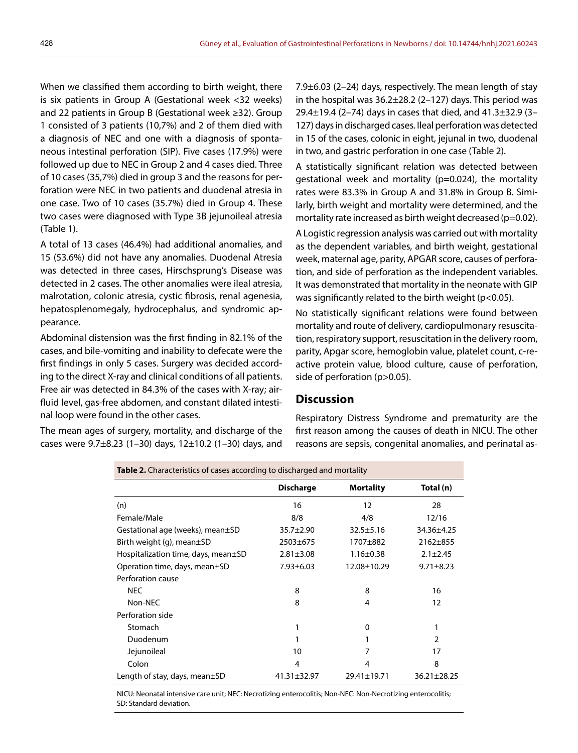When we classified them according to birth weight, there is six patients in Group A (Gestational week <32 weeks) and 22 patients in Group B (Gestational week ≥32). Group 1 consisted of 3 patients (10,7%) and 2 of them died with a diagnosis of NEC and one with a diagnosis of spontaneous intestinal perforation (SIP). Five cases (17.9%) were followed up due to NEC in Group 2 and 4 cases died. Three of 10 cases (35,7%) died in group 3 and the reasons for perforation were NEC in two patients and duodenal atresia in one case. Two of 10 cases (35.7%) died in Group 4. These two cases were diagnosed with Type 3B jejunoileal atresia (Table 1).

A total of 13 cases (46.4%) had additional anomalies, and 15 (53.6%) did not have any anomalies. Duodenal Atresia was detected in three cases, Hirschsprung's Disease was detected in 2 cases. The other anomalies were ileal atresia, malrotation, colonic atresia, cystic fibrosis, renal agenesia, hepatosplenomegaly, hydrocephalus, and syndromic appearance.

Abdominal distension was the first finding in 82.1% of the cases, and bile-vomiting and inability to defecate were the first findings in only 5 cases. Surgery was decided according to the direct X-ray and clinical conditions of all patients. Free air was detected in 84.3% of the cases with X-ray; air-fluid level, gas-free abdomen, and constant dilated intestinal loop were found in the other cases.

The mean ages of surgery, mortality, and discharge of the cases were 9.7±8.23 (1–30) days, 12±10.2 (1–30) days, and 7.9±6.03 (2–24) days, respectively. The mean length of stay in the hospital was 36.2±28.2 (2–127) days. This period was 29.4±19.4 (2–74) days in cases that died, and 41.3±32.9 (3–127) days in discharged cases. Ileal perforation was detected in 15 of the cases, colonic in eight, jejunal in two, duodenal in two, and gastric perforation in one case (Table 2).

A statistically significant relation was detected between gestational week and mortality (p=0.024), the mortality rates were 83.3% in Group A and 31.8% in Group B. Similarly, birth weight and mortality were determined, and the mortality rate increased as birth weight decreased (p=0.02).

A Logistic regression analysis was carried out with mortality as the dependent variables, and birth weight, gestational week, maternal age, parity, APGAR score, causes of perforation, and side of perforation as the independent variables. It was demonstrated that mortality in the neonate with GIP was significantly related to the birth weight (p<0.05).

No statistically significant relations were found between mortality and route of delivery, cardiopulmonary resuscitation, respiratory support, resuscitation in the delivery room, parity, Apgar score, hemoglobin value, platelet count, c-reactive protein value, blood culture, cause of perforation, side of perforation (p>0.05).

## Discussion

Respiratory Distress Syndrome and prematurity are the first reason among the causes of death in NICU. The other reasons are sepsis, congenital anomalies, and perinatal as-

**Table 2.** Characteristics of cases according to discharged and mortality

| | Discharge | Mortality | Total (n) |
|---|---|---|---|
| (n) | 16 | 12 | 28 |
| Female/Male | 8/8 | 4/8 | 12/16 |
| Gestational age (weeks), mean±SD | 35.7±2.90 | 32.5±5.16 | 34.36±4.25 |
| Birth weight (g), mean±SD | 2503±675 | 1707±882 | 2162±855 |
| Hospitalization time, days, mean±SD | 2.81±3.08 | 1.16±0.38 | 2.1±2.45 |
| Operation time, days, mean±SD | 7.93±6.03 | 12.08±10.29 | 9.71±8.23 |
| Perforation cause | | | |
| NEC | 8 | 8 | 16 |
| Non-NEC | 8 | 4 | 12 |
| Perforation side | | | |
| Stomach | 1 | 0 | 1 |
| Duodenum | 1 | 1 | 2 |
| Jejunoileal | 10 | 7 | 17 |
| Colon | 4 | 4 | 8 |
| Length of stay, days, mean±SD | 41.31±32.97 | 29.41±19.71 | 36.21±28.25 |

NICU: Neonatal intensive care unit; NEC: Necrotizing enterocolitis; Non-NEC: Non-Necrotizing enterocolitis; SD: Standard deviation.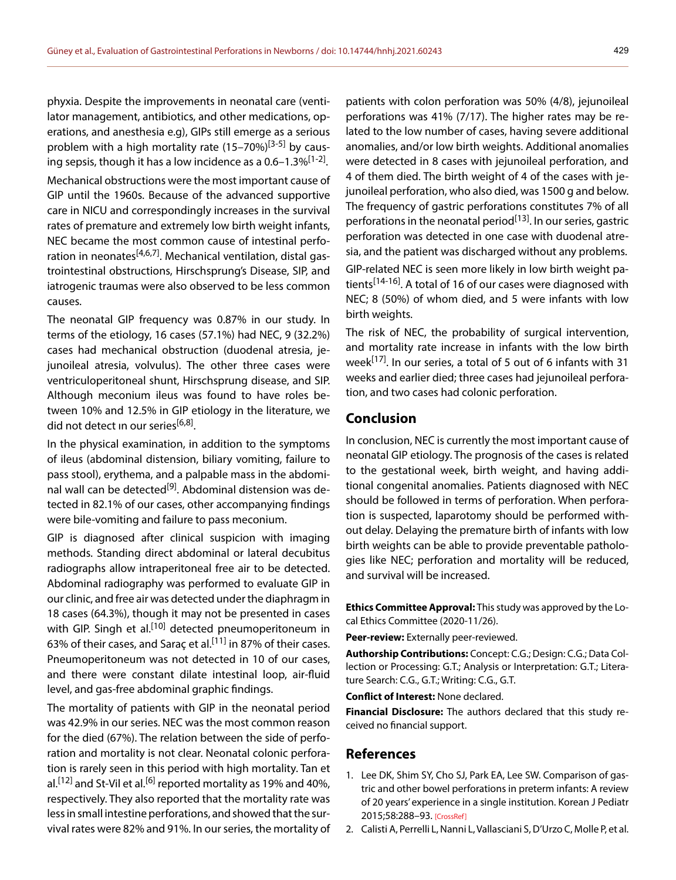phyxia. Despite the improvements in neonatal care (ventilator management, antibiotics, and other medications, operations, and anesthesia e.g), GIPs still emerge as a serious problem with a high mortality rate (15–70%)[3-5] by causing sepsis, though it has a low incidence as a 0.6–1.3%[1-2].

Mechanical obstructions were the most important cause of GIP until the 1960s. Because of the advanced supportive care in NICU and correspondingly increases in the survival rates of premature and extremely low birth weight infants, NEC became the most common cause of intestinal perforation in neonates[4,6,7]. Mechanical ventilation, distal gastrointestinal obstructions, Hirschsprung's Disease, SIP, and iatrogenic traumas were also observed to be less common causes.

The neonatal GIP frequency was 0.87% in our study. In terms of the etiology, 16 cases (57.1%) had NEC, 9 (32.2%) cases had mechanical obstruction (duodenal atresia, jejunoileal atresia, volvulus). The other three cases were ventriculoperitoneal shunt, Hirschsprung disease, and SIP. Although meconium ileus was found to have roles between 10% and 12.5% in GIP etiology in the literature, we did not detect ın our series[6,8].

In the physical examination, in addition to the symptoms of ileus (abdominal distension, biliary vomiting, failure to pass stool), erythema, and a palpable mass in the abdominal wall can be detected[9]. Abdominal distension was detected in 82.1% of our cases, other accompanying findings were bile-vomiting and failure to pass meconium.

GIP is diagnosed after clinical suspicion with imaging methods. Standing direct abdominal or lateral decubitus radiographs allow intraperitoneal free air to be detected. Abdominal radiography was performed to evaluate GIP in our clinic, and free air was detected under the diaphragm in 18 cases (64.3%), though it may not be presented in cases with GIP. Singh et al.[10] detected pneumoperitoneum in 63% of their cases, and Saraç et al.[11] in 87% of their cases. Pneumoperitoneum was not detected in 10 of our cases, and there were constant dilate intestinal loop, air-fluid level, and gas-free abdominal graphic findings.

The mortality of patients with GIP in the neonatal period was 42.9% in our series. NEC was the most common reason for the died (67%). The relation between the side of perforation and mortality is not clear. Neonatal colonic perforation is rarely seen in this period with high mortality. Tan et al.[12] and St-Vil et al.[6] reported mortality as 19% and 40%, respectively. They also reported that the mortality rate was less in small intestine perforations, and showed that the survival rates were 82% and 91%. In our series, the mortality of patients with colon perforation was 50% (4/8), jejunoileal perforations was 41% (7/17). The higher rates may be related to the low number of cases, having severe additional anomalies, and/or low birth weights. Additional anomalies were detected in 8 cases with jejunoileal perforation, and 4 of them died. The birth weight of 4 of the cases with jejunoileal perforation, who also died, was 1500 g and below. The frequency of gastric perforations constitutes 7% of all perforations in the neonatal period[13]. In our series, gastric perforation was detected in one case with duodenal atresia, and the patient was discharged without any problems.

GIP-related NEC is seen more likely in low birth weight patients[14-16]. A total of 16 of our cases were diagnosed with NEC; 8 (50%) of whom died, and 5 were infants with low birth weights.

The risk of NEC, the probability of surgical intervention, and mortality rate increase in infants with the low birth week[17]. In our series, a total of 5 out of 6 infants with 31 weeks and earlier died; three cases had jejunoileal perforation, and two cases had colonic perforation.

## Conclusion

In conclusion, NEC is currently the most important cause of neonatal GIP etiology. The prognosis of the cases is related to the gestational week, birth weight, and having additional congenital anomalies. Patients diagnosed with NEC should be followed in terms of perforation. When perforation is suspected, laparotomy should be performed without delay. Delaying the premature birth of infants with low birth weights can be able to provide preventable pathologies like NEC; perforation and mortality will be reduced, and survival will be increased.

**Ethics Committee Approval:** This study was approved by the Local Ethics Committee (2020-11/26).

**Peer-review:** Externally peer-reviewed.

**Authorship Contributions:** Concept: C.G.; Design: C.G.; Data Collection or Processing: G.T.; Analysis or Interpretation: G.T.; Literature Search: C.G., G.T.; Writing: C.G., G.T.

**Conflict of Interest:** None declared.

**Financial Disclosure:** The authors declared that this study received no financial support.

## References

1. Lee DK, Shim SY, Cho SJ, Park EA, Lee SW. Comparison of gastric and other bowel perforations in preterm infants: A review of 20 years' experience in a single institution. Korean J Pediatr 2015;58:288–93. [CrossRef]
2. Calisti A, Perrelli L, Nanni L, Vallasciani S, D'Urzo C, Molle P, et al.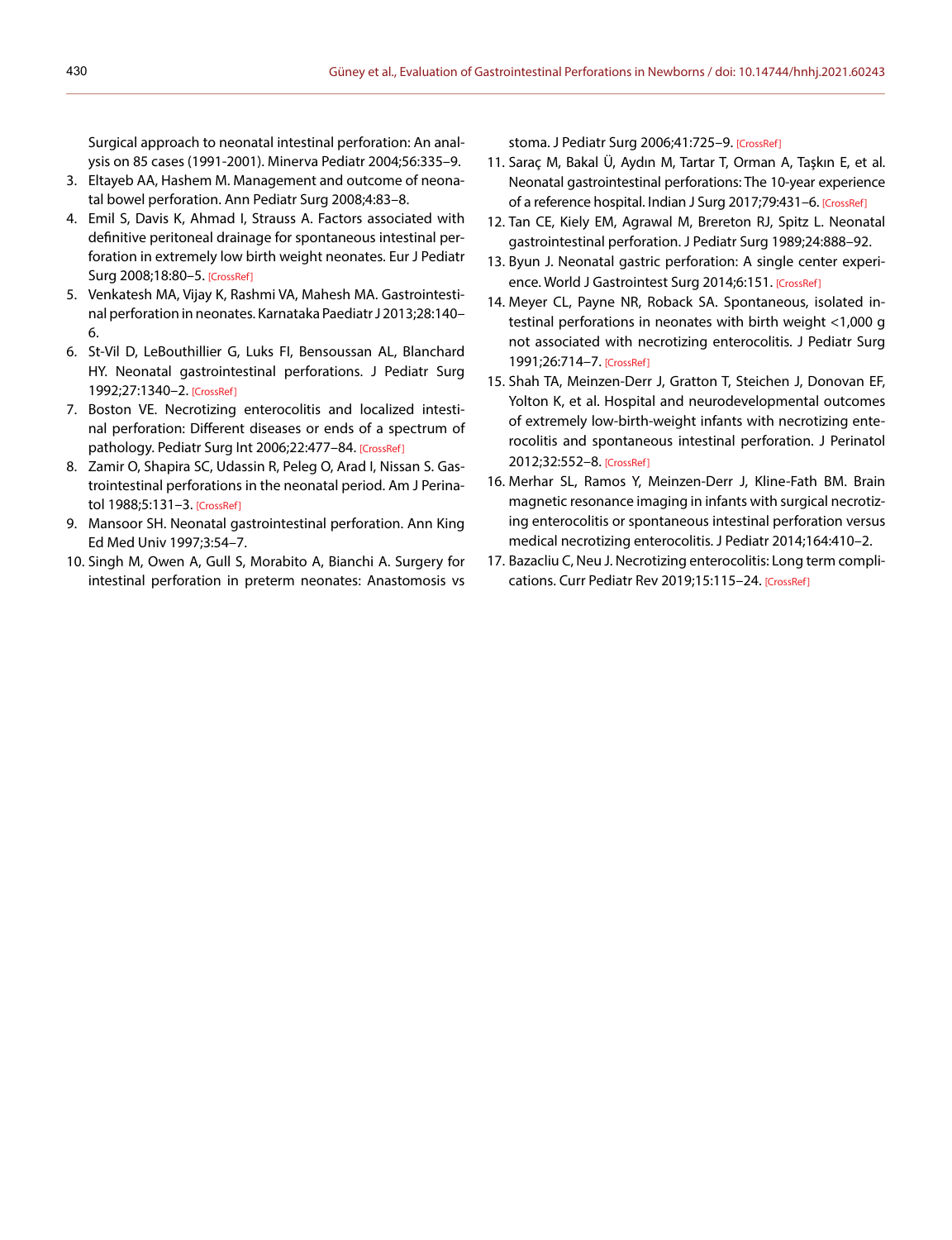Surgical approach to neonatal intestinal perforation: An analysis on 85 cases (1991-2001). Minerva Pediatr 2004;56:335–9.

3. Eltayeb AA, Hashem M. Management and outcome of neonatal bowel perforation. Ann Pediatr Surg 2008;4:83–8.
4. Emil S, Davis K, Ahmad I, Strauss A. Factors associated with definitive peritoneal drainage for spontaneous intestinal perforation in extremely low birth weight neonates. Eur J Pediatr Surg 2008;18:80–5. [CrossRef]
5. Venkatesh MA, Vijay K, Rashmi VA, Mahesh MA. Gastrointestinal perforation in neonates. Karnataka Paediatr J 2013;28:140–6.
6. St-Vil D, LeBouthillier G, Luks FI, Bensoussan AL, Blanchard HY. Neonatal gastrointestinal perforations. J Pediatr Surg 1992;27:1340–2. [CrossRef]
7. Boston VE. Necrotizing enterocolitis and localized intestinal perforation: Different diseases or ends of a spectrum of pathology. Pediatr Surg Int 2006;22:477–84. [CrossRef]
8. Zamir O, Shapira SC, Udassin R, Peleg O, Arad I, Nissan S. Gastrointestinal perforations in the neonatal period. Am J Perinatol 1988;5:131–3. [CrossRef]
9. Mansoor SH. Neonatal gastrointestinal perforation. Ann King Ed Med Univ 1997;3:54–7.
10. Singh M, Owen A, Gull S, Morabito A, Bianchi A. Surgery for intestinal perforation in preterm neonates: Anastomosis vs stoma. J Pediatr Surg 2006;41:725–9. [CrossRef]
11. Saraç M, Bakal Ü, Aydın M, Tartar T, Orman A, Taşkın E, et al. Neonatal gastrointestinal perforations: The 10-year experience of a reference hospital. Indian J Surg 2017;79:431–6. [CrossRef]
12. Tan CE, Kiely EM, Agrawal M, Brereton RJ, Spitz L. Neonatal gastrointestinal perforation. J Pediatr Surg 1989;24:888–92.
13. Byun J. Neonatal gastric perforation: A single center experience. World J Gastrointest Surg 2014;6:151. [CrossRef]
14. Meyer CL, Payne NR, Roback SA. Spontaneous, isolated intestinal perforations in neonates with birth weight <1,000 g not associated with necrotizing enterocolitis. J Pediatr Surg 1991;26:714–7. [CrossRef]
15. Shah TA, Meinzen-Derr J, Gratton T, Steichen J, Donovan EF, Yolton K, et al. Hospital and neurodevelopmental outcomes of extremely low-birth-weight infants with necrotizing enterocolitis and spontaneous intestinal perforation. J Perinatol 2012;32:552–8. [CrossRef]
16. Merhar SL, Ramos Y, Meinzen-Derr J, Kline-Fath BM. Brain magnetic resonance imaging in infants with surgical necrotizing enterocolitis or spontaneous intestinal perforation versus medical necrotizing enterocolitis. J Pediatr 2014;164:410–2.
17. Bazacliu C, Neu J. Necrotizing enterocolitis: Long term complications. Curr Pediatr Rev 2019;15:115–24. [CrossRef]